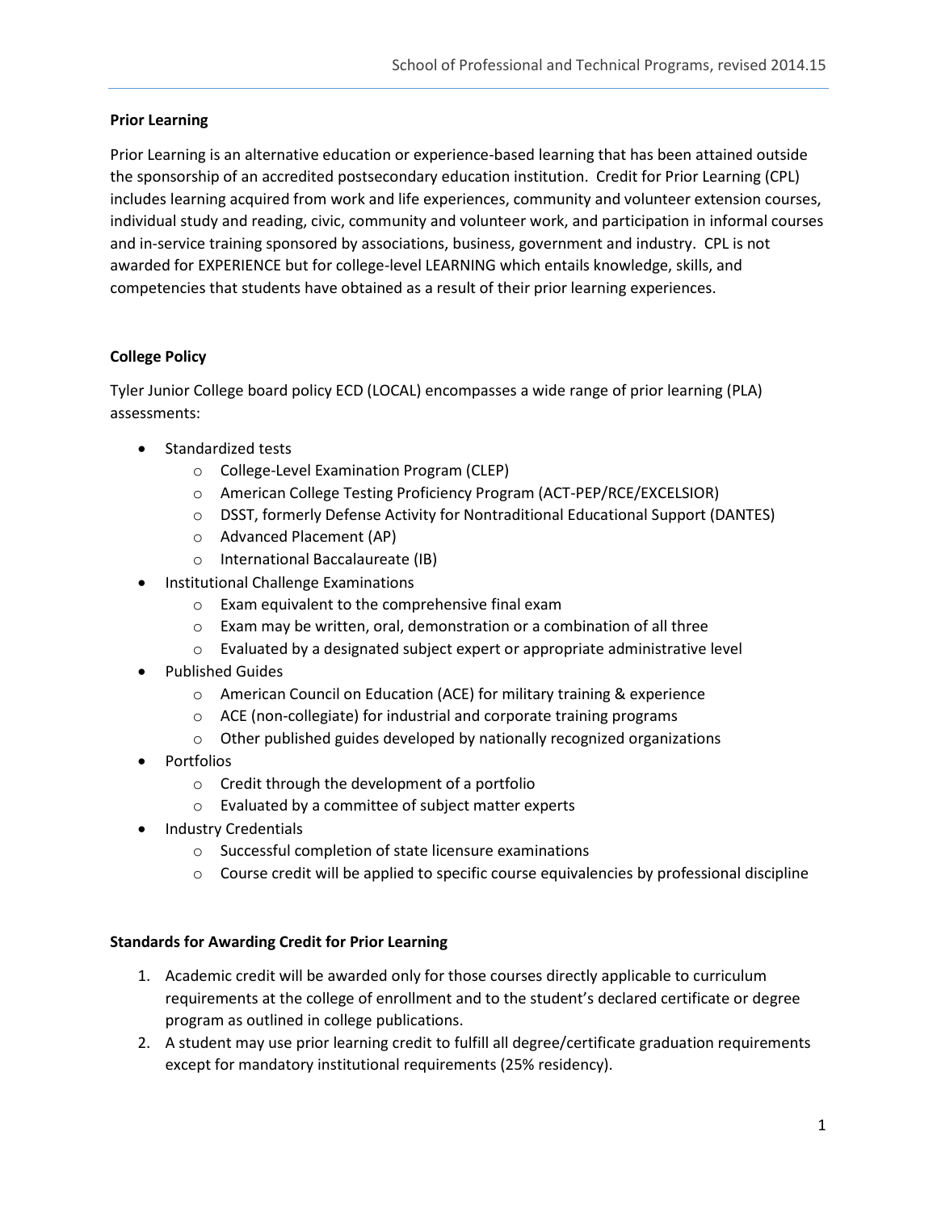**Prior Learning**

Prior Learning is an alternative education or experience-based learning that has been attained outside the sponsorship of an accredited postsecondary education institution. Credit for Prior Learning (CPL) includes learning acquired from work and life experiences, community and volunteer extension courses, individual study and reading, civic, community and volunteer work, and participation in informal courses and in-service training sponsored by associations, business, government and industry. CPL is not awarded for EXPERIENCE but for college-level LEARNING which entails knowledge, skills, and competencies that students have obtained as a result of their prior learning experiences.

**College Policy**

Tyler Junior College board policy ECD (LOCAL) encompasses a wide range of prior learning (PLA) assessments:

- Standardized tests
  - College-Level Examination Program (CLEP)
  - American College Testing Proficiency Program (ACT-PEP/RCE/EXCELSIOR)
  - DSST, formerly Defense Activity for Nontraditional Educational Support (DANTES)
  - Advanced Placement (AP)
  - International Baccalaureate (IB)
- Institutional Challenge Examinations
  - Exam equivalent to the comprehensive final exam
  - Exam may be written, oral, demonstration or a combination of all three
  - Evaluated by a designated subject expert or appropriate administrative level
- Published Guides
  - American Council on Education (ACE) for military training & experience
  - ACE (non-collegiate) for industrial and corporate training programs
  - Other published guides developed by nationally recognized organizations
- Portfolios
  - Credit through the development of a portfolio
  - Evaluated by a committee of subject matter experts
- Industry Credentials
  - Successful completion of state licensure examinations
  - Course credit will be applied to specific course equivalencies by professional discipline

**Standards for Awarding Credit for Prior Learning**

1. Academic credit will be awarded only for those courses directly applicable to curriculum requirements at the college of enrollment and to the student's declared certificate or degree program as outlined in college publications.
2. A student may use prior learning credit to fulfill all degree/certificate graduation requirements except for mandatory institutional requirements (25% residency).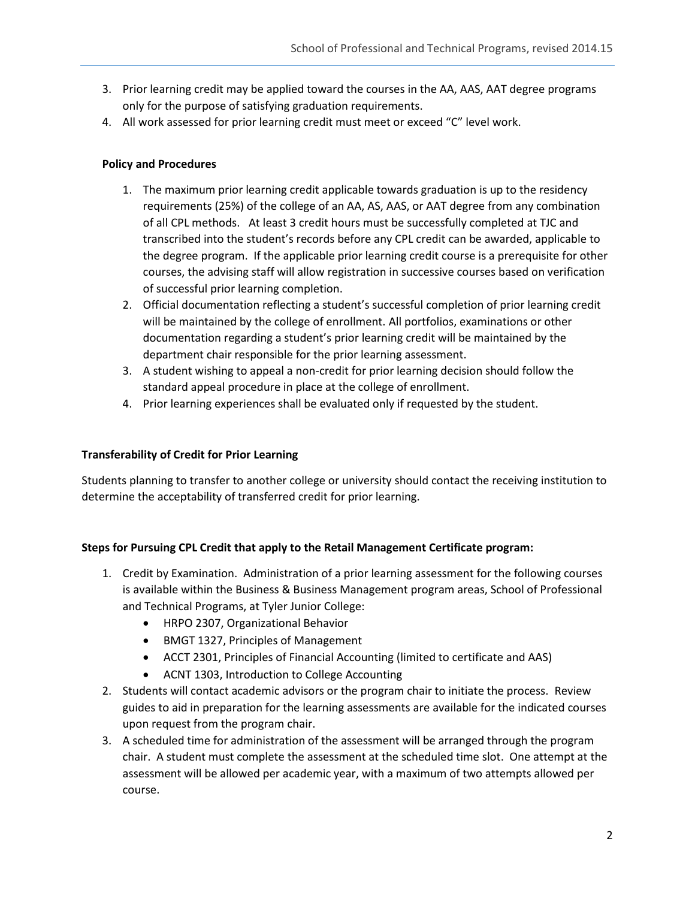3. Prior learning credit may be applied toward the courses in the AA, AAS, AAT degree programs only for the purpose of satisfying graduation requirements.
4. All work assessed for prior learning credit must meet or exceed "C" level work.

**Policy and Procedures**

1. The maximum prior learning credit applicable towards graduation is up to the residency requirements (25%) of the college of an AA, AS, AAS, or AAT degree from any combination of all CPL methods. At least 3 credit hours must be successfully completed at TJC and transcribed into the student's records before any CPL credit can be awarded, applicable to the degree program. If the applicable prior learning credit course is a prerequisite for other courses, the advising staff will allow registration in successive courses based on verification of successful prior learning completion.
2. Official documentation reflecting a student's successful completion of prior learning credit will be maintained by the college of enrollment. All portfolios, examinations or other documentation regarding a student's prior learning credit will be maintained by the department chair responsible for the prior learning assessment.
3. A student wishing to appeal a non-credit for prior learning decision should follow the standard appeal procedure in place at the college of enrollment.
4. Prior learning experiences shall be evaluated only if requested by the student.

**Transferability of Credit for Prior Learning**

Students planning to transfer to another college or university should contact the receiving institution to determine the acceptability of transferred credit for prior learning.

**Steps for Pursuing CPL Credit that apply to the Retail Management Certificate program:**

1. Credit by Examination. Administration of a prior learning assessment for the following courses is available within the Business & Business Management program areas, School of Professional and Technical Programs, at Tyler Junior College:
   - HRPO 2307, Organizational Behavior
   - BMGT 1327, Principles of Management
   - ACCT 2301, Principles of Financial Accounting (limited to certificate and AAS)
   - ACNT 1303, Introduction to College Accounting
2. Students will contact academic advisors or the program chair to initiate the process. Review guides to aid in preparation for the learning assessments are available for the indicated courses upon request from the program chair.
3. A scheduled time for administration of the assessment will be arranged through the program chair. A student must complete the assessment at the scheduled time slot. One attempt at the assessment will be allowed per academic year, with a maximum of two attempts allowed per course.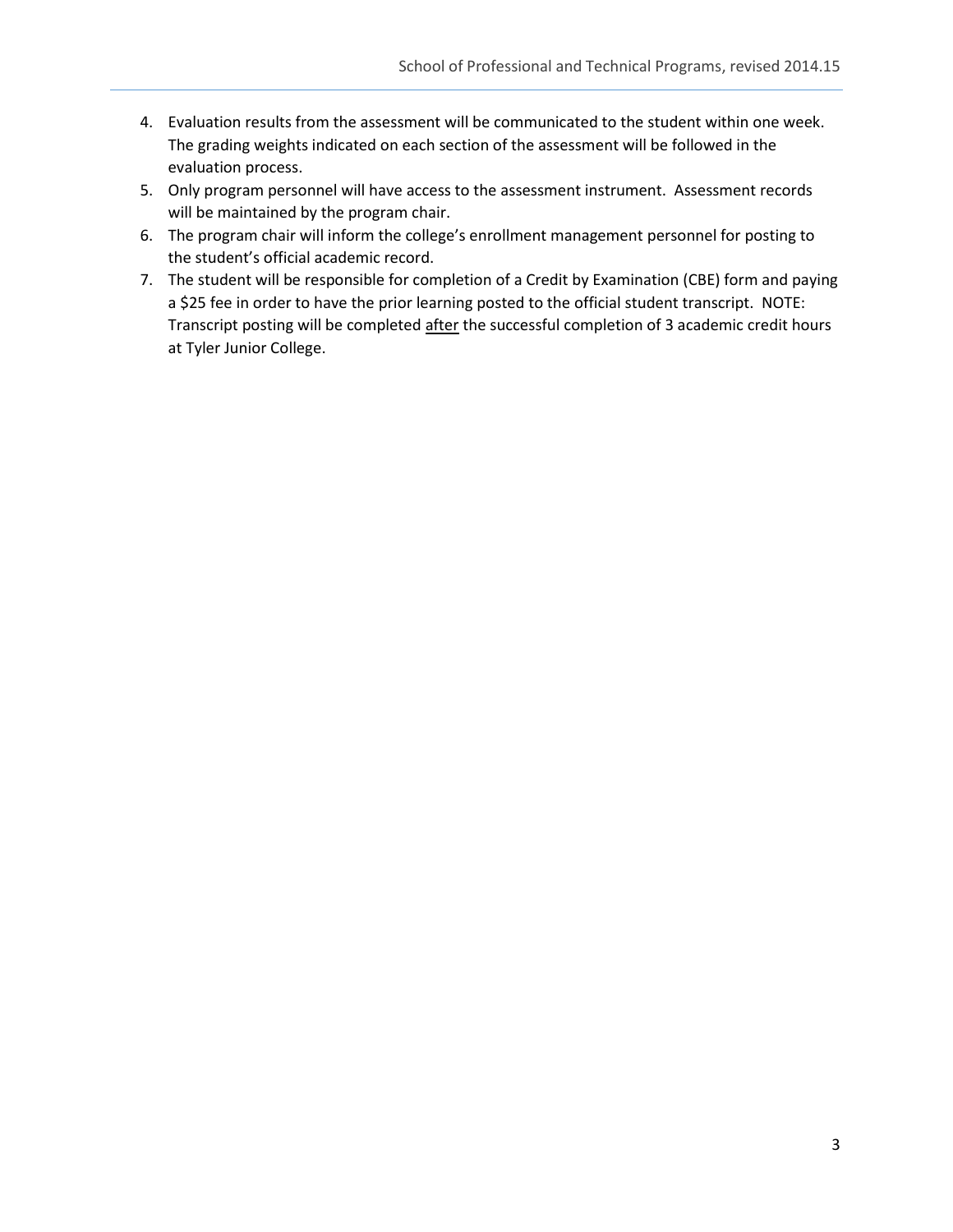4. Evaluation results from the assessment will be communicated to the student within one week. The grading weights indicated on each section of the assessment will be followed in the evaluation process.
5. Only program personnel will have access to the assessment instrument. Assessment records will be maintained by the program chair.
6. The program chair will inform the college's enrollment management personnel for posting to the student's official academic record.
7. The student will be responsible for completion of a Credit by Examination (CBE) form and paying a $25 fee in order to have the prior learning posted to the official student transcript. NOTE: Transcript posting will be completed <u>after</u> the successful completion of 3 academic credit hours at Tyler Junior College.